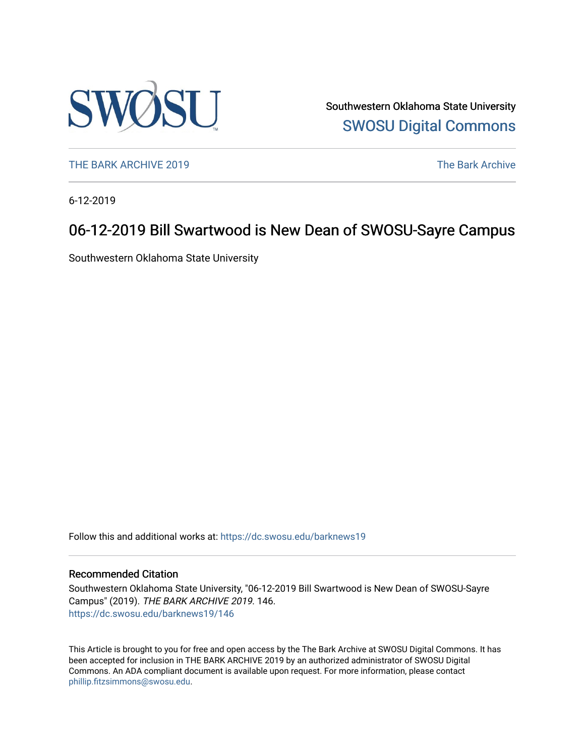Southwestern Oklahoma State University

SWOSU Digital Commons

THE BARK ARCHIVE 2019

The Bark Archive

6-12-2019

# 06-12-2019 Bill Swartwood is New Dean of SWOSU-Sayre Campus

Southwestern Oklahoma State University

Follow this and additional works at: https://dc.swosu.edu/barknews19

## Recommended Citation

Southwestern Oklahoma State University, "06-12-2019 Bill Swartwood is New Dean of SWOSU-Sayre Campus" (2019). *THE BARK ARCHIVE 2019*. 146.
https://dc.swosu.edu/barknews19/146

This Article is brought to you for free and open access by the The Bark Archive at SWOSU Digital Commons. It has been accepted for inclusion in THE BARK ARCHIVE 2019 by an authorized administrator of SWOSU Digital Commons. An ADA compliant document is available upon request. For more information, please contact phillip.fitzsimmons@swosu.edu.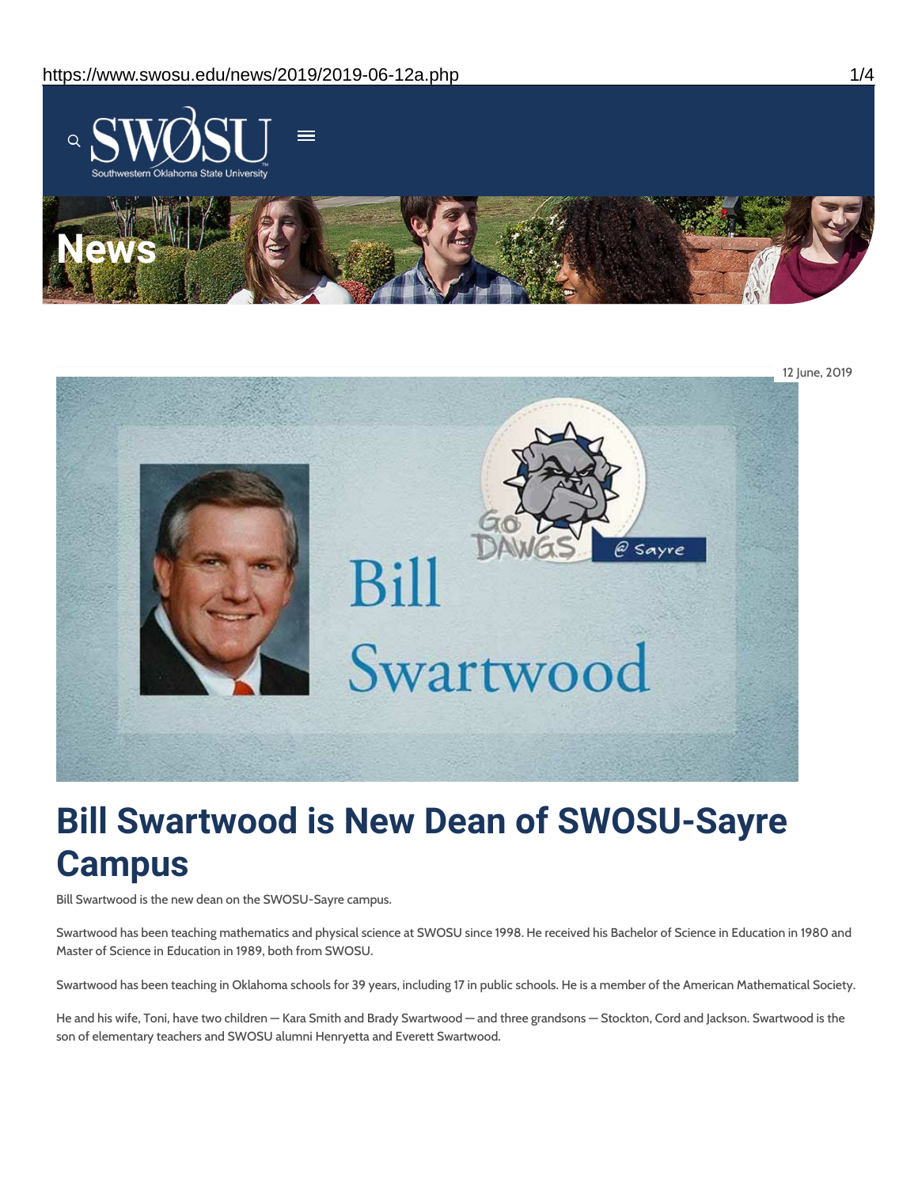# News

12 June, 2019

# Bill Swartwood is New Dean of SWOSU-Sayre Campus

Bill Swartwood is the new dean on the SWOSU-Sayre campus.

Swartwood has been teaching mathematics and physical science at SWOSU since 1998. He received his Bachelor of Science in Education in 1980 and Master of Science in Education in 1989, both from SWOSU.

Swartwood has been teaching in Oklahoma schools for 39 years, including 17 in public schools. He is a member of the American Mathematical Society.

He and his wife, Toni, have two children — Kara Smith and Brady Swartwood — and three grandsons — Stockton, Cord and Jackson. Swartwood is the son of elementary teachers and SWOSU alumni Henryetta and Everett Swartwood.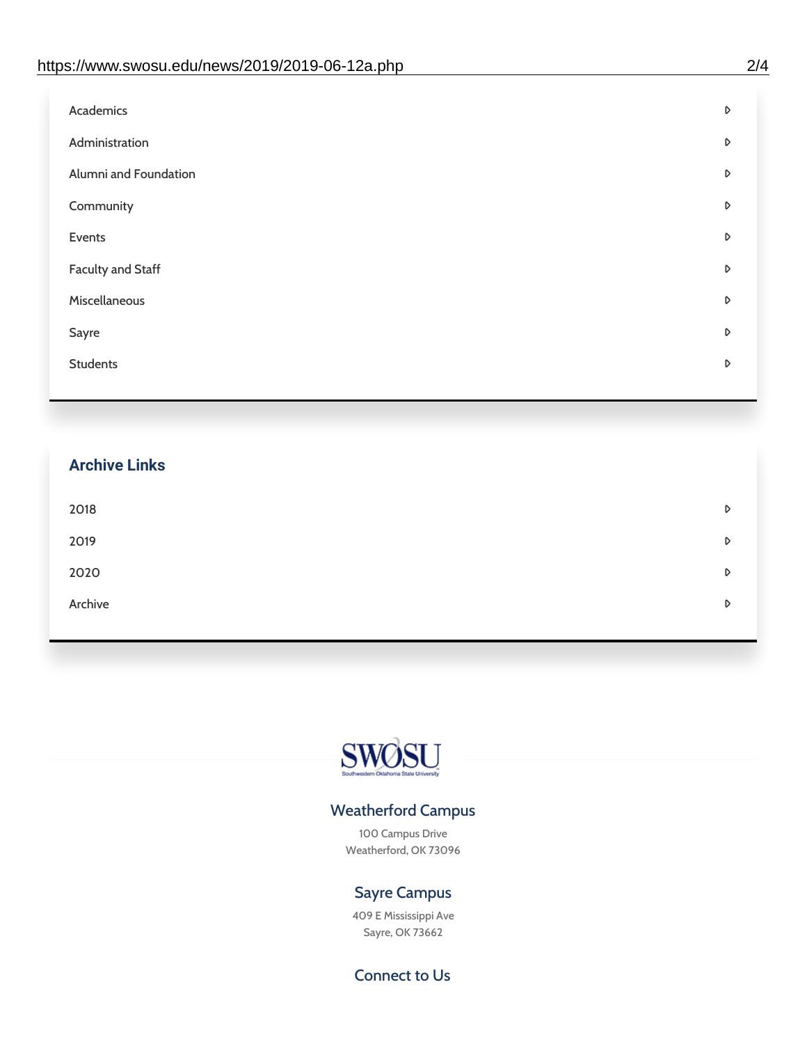- Academics
- Administration
- Alumni and Foundation
- Community
- Events
- Faculty and Staff
- Miscellaneous
- Sayre
- Students

## Archive Links

- 2018
- 2019
- 2020
- Archive

### Weatherford Campus

100 Campus Drive
Weatherford, OK 73096

### Sayre Campus

409 E Mississippi Ave
Sayre, OK 73662

### Connect to Us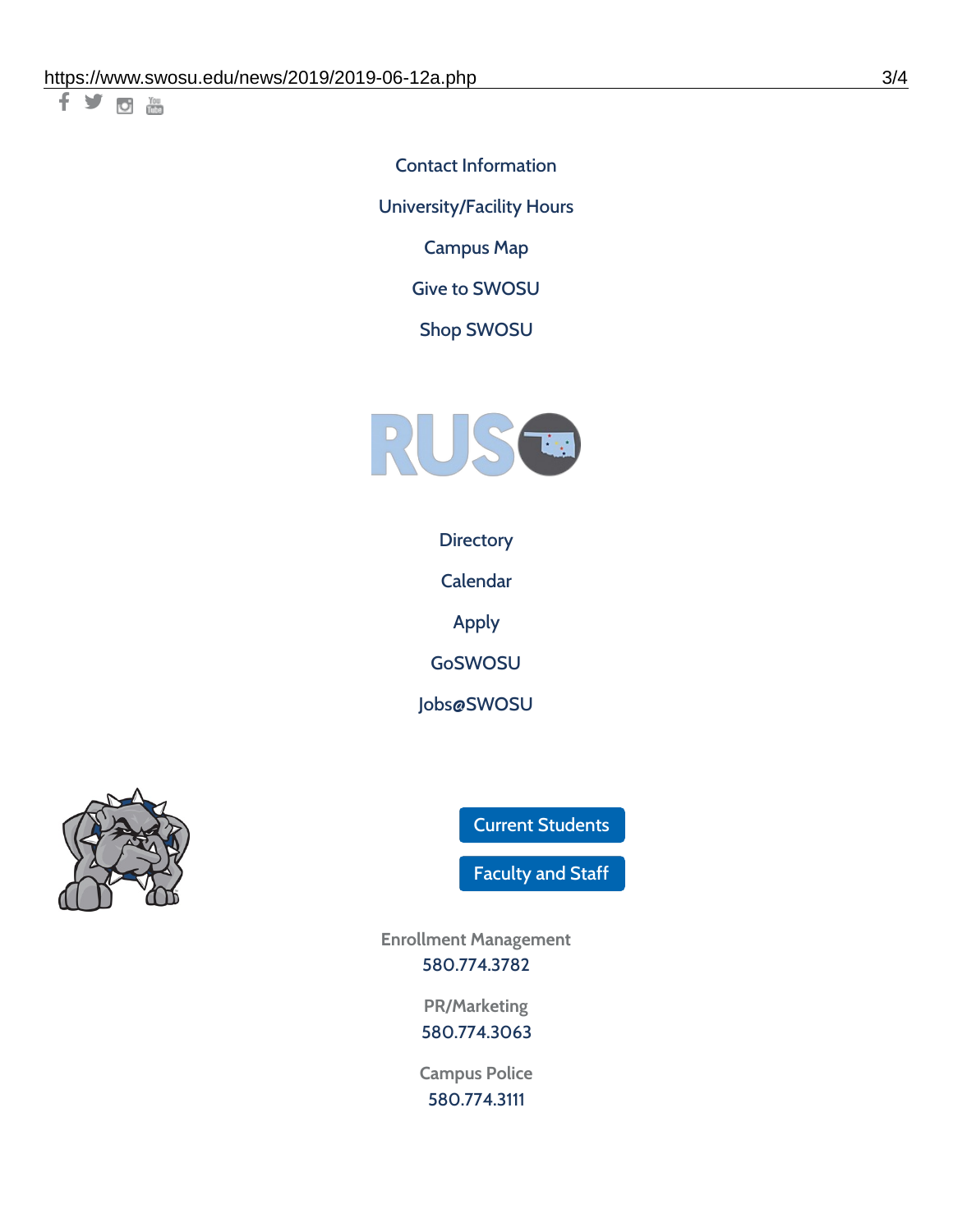Contact Information

University/Facility Hours

Campus Map

Give to SWOSU

Shop SWOSU

Directory

Calendar

Apply

GoSWOSU

Jobs@SWOSU

Current Students

Faculty and Staff

Enrollment Management
580.774.3782

PR/Marketing
580.774.3063

Campus Police
580.774.3111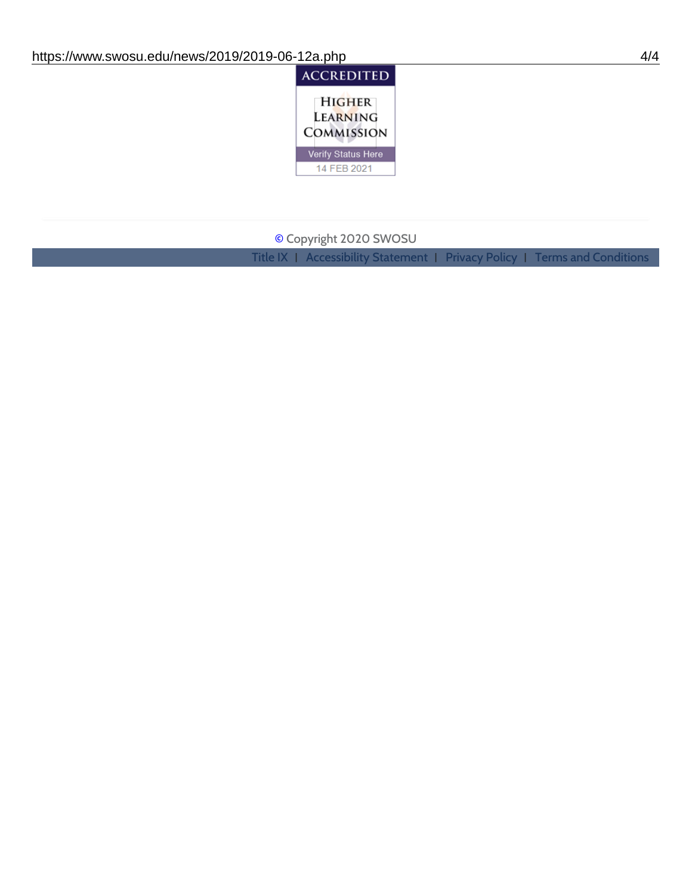ACCREDITED

HIGHER LEARNING COMMISSION

Verify Status Here

14 FEB 2021

© Copyright 2020 SWOSU

Title IX | Accessibility Statement | Privacy Policy | Terms and Conditions